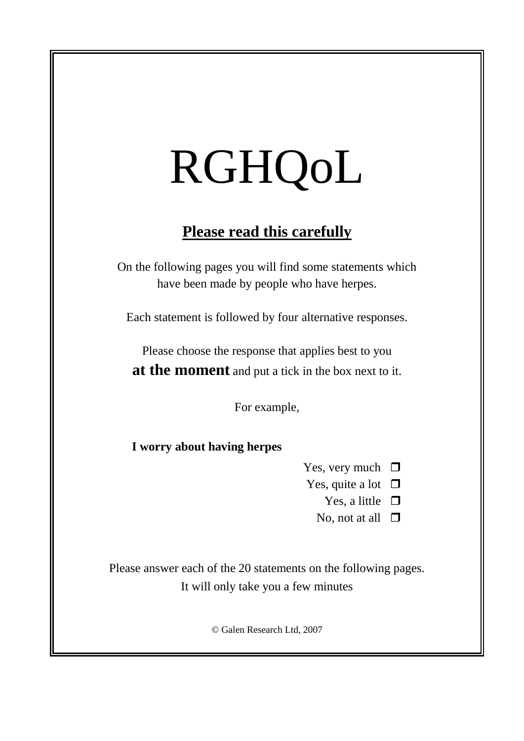# RGHQoL

## Please read this carefully

On the following pages you will find some statements which have been made by people who have herpes.

Each statement is followed by four alternative responses.

Please choose the response that applies best to you **at the moment** and put a tick in the box next to it.

For example,

**I worry about having herpes**

- Yes, very much ❒
- Yes, quite a lot ❒
- Yes, a little ❒
- No, not at all ❒

Please answer each of the 20 statements on the following pages. It will only take you a few minutes

© Galen Research Ltd, 2007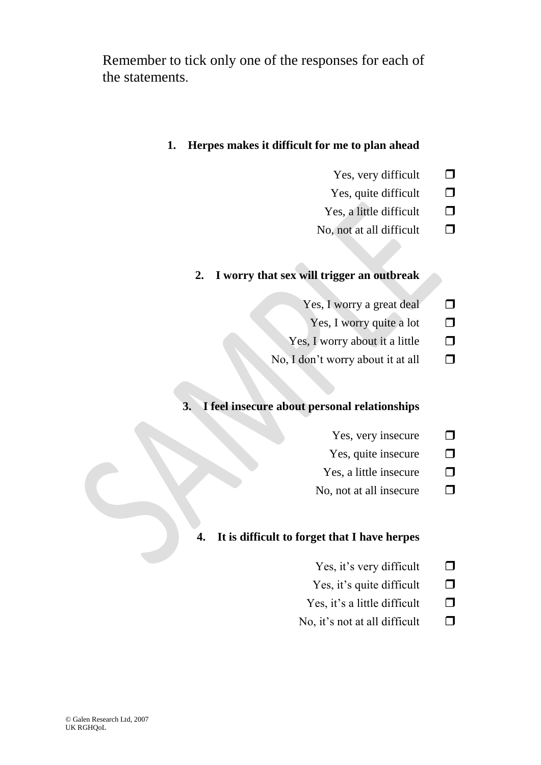Remember to tick only one of the responses for each of the statements.

**1. Herpes makes it difficult for me to plan ahead**

- Yes, very difficult ❒
- Yes, quite difficult ❒
- Yes, a little difficult ❒
- No, not at all difficult ❒

**2. I worry that sex will trigger an outbreak**

- Yes, I worry a great deal ❒
- Yes, I worry quite a lot ❒
- Yes, I worry about it a little ❒
- No, I don't worry about it at all ❒

**3. I feel insecure about personal relationships**

- Yes, very insecure ❒
- Yes, quite insecure ❒
- Yes, a little insecure ❒
- No, not at all insecure ❒

**4. It is difficult to forget that I have herpes**

- Yes, it's very difficult ❒
- Yes, it's quite difficult ❒
- Yes, it's a little difficult ❒
- No, it's not at all difficult ❒

© Galen Research Ltd, 2007
UK RGHQoL